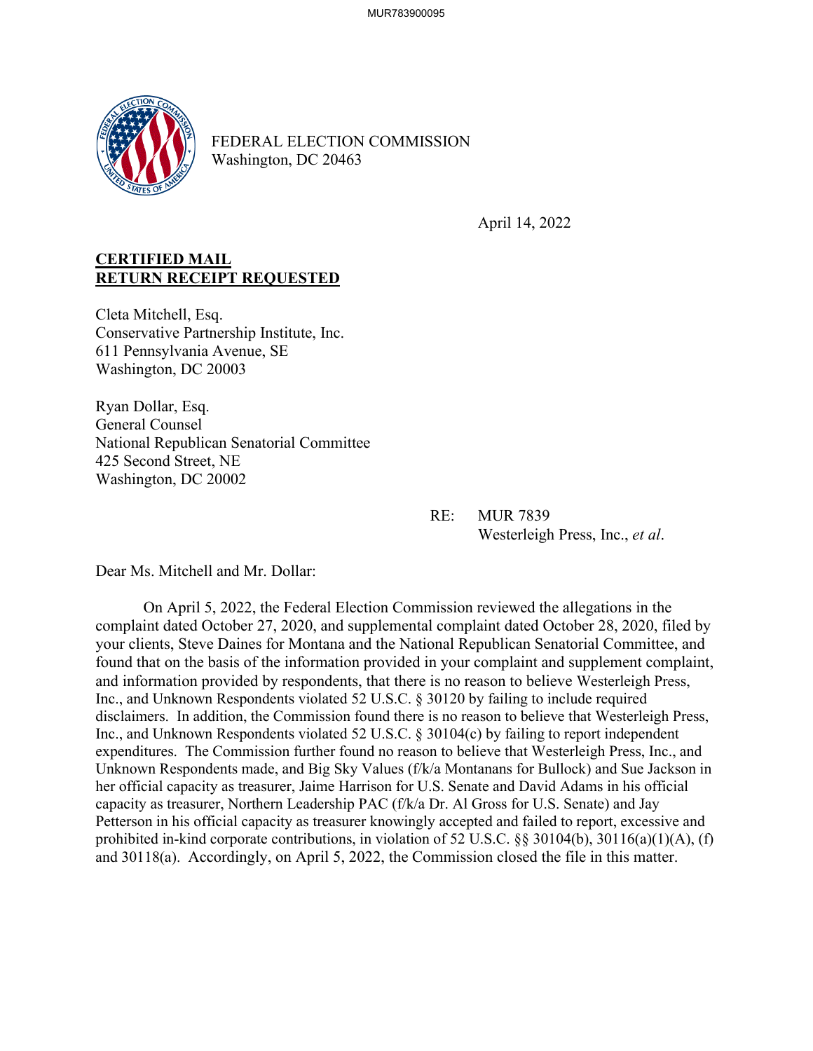FEDERAL ELECTION COMMISSION
Washington, DC 20463

April 14, 2022

**CERTIFIED MAIL**
**RETURN RECEIPT REQUESTED**

Cleta Mitchell, Esq.
Conservative Partnership Institute, Inc.
611 Pennsylvania Avenue, SE
Washington, DC 20003

Ryan Dollar, Esq.
General Counsel
National Republican Senatorial Committee
425 Second Street, NE
Washington, DC 20002

RE: MUR 7839
Westerleigh Press, Inc., *et al*.

Dear Ms. Mitchell and Mr. Dollar:

On April 5, 2022, the Federal Election Commission reviewed the allegations in the complaint dated October 27, 2020, and supplemental complaint dated October 28, 2020, filed by your clients, Steve Daines for Montana and the National Republican Senatorial Committee, and found that on the basis of the information provided in your complaint and supplement complaint, and information provided by respondents, that there is no reason to believe Westerleigh Press, Inc., and Unknown Respondents violated 52 U.S.C. § 30120 by failing to include required disclaimers. In addition, the Commission found there is no reason to believe that Westerleigh Press, Inc., and Unknown Respondents violated 52 U.S.C. § 30104(c) by failing to report independent expenditures. The Commission further found no reason to believe that Westerleigh Press, Inc., and Unknown Respondents made, and Big Sky Values (f/k/a Montanans for Bullock) and Sue Jackson in her official capacity as treasurer, Jaime Harrison for U.S. Senate and David Adams in his official capacity as treasurer, Northern Leadership PAC (f/k/a Dr. Al Gross for U.S. Senate) and Jay Petterson in his official capacity as treasurer knowingly accepted and failed to report, excessive and prohibited in-kind corporate contributions, in violation of 52 U.S.C. §§ 30104(b), 30116(a)(1)(A), (f) and 30118(a). Accordingly, on April 5, 2022, the Commission closed the file in this matter.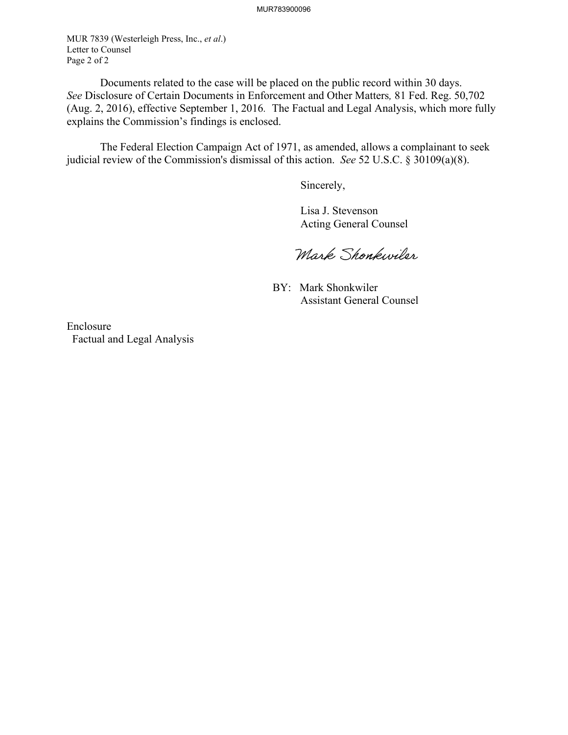MUR 7839 (Westerleigh Press, Inc., *et al*.)
Letter to Counsel
Page 2 of 2

Documents related to the case will be placed on the public record within 30 days. *See* Disclosure of Certain Documents in Enforcement and Other Matters*,* 81 Fed. Reg. 50,702 (Aug. 2, 2016), effective September 1, 2016*.* The Factual and Legal Analysis, which more fully explains the Commission's findings is enclosed.

The Federal Election Campaign Act of 1971, as amended, allows a complainant to seek judicial review of the Commission's dismissal of this action. *See* 52 U.S.C. § 30109(a)(8).

Sincerely,

Lisa J. Stevenson
Acting General Counsel

Mark Shonkwiler

BY: Mark Shonkwiler
Assistant General Counsel

Enclosure
Factual and Legal Analysis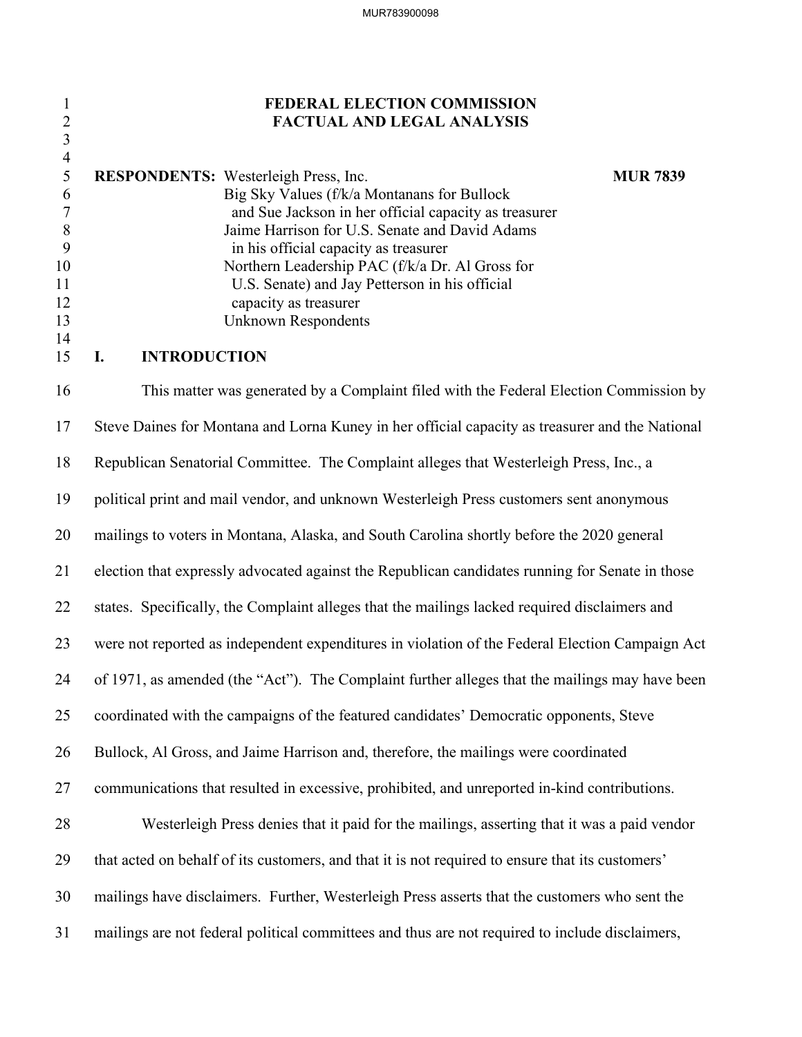# FEDERAL ELECTION COMMISSION
## FACTUAL AND LEGAL ANALYSIS

**RESPONDENTS:** Westerleigh Press, Inc. **MUR 7839**
Big Sky Values (f/k/a Montanans for Bullock
and Sue Jackson in her official capacity as treasurer
Jaime Harrison for U.S. Senate and David Adams
in his official capacity as treasurer
Northern Leadership PAC (f/k/a Dr. Al Gross for
U.S. Senate) and Jay Petterson in his official
capacity as treasurer
Unknown Respondents

## I. INTRODUCTION

This matter was generated by a Complaint filed with the Federal Election Commission by Steve Daines for Montana and Lorna Kuney in her official capacity as treasurer and the National Republican Senatorial Committee. The Complaint alleges that Westerleigh Press, Inc., a political print and mail vendor, and unknown Westerleigh Press customers sent anonymous mailings to voters in Montana, Alaska, and South Carolina shortly before the 2020 general election that expressly advocated against the Republican candidates running for Senate in those states. Specifically, the Complaint alleges that the mailings lacked required disclaimers and were not reported as independent expenditures in violation of the Federal Election Campaign Act of 1971, as amended (the "Act"). The Complaint further alleges that the mailings may have been coordinated with the campaigns of the featured candidates' Democratic opponents, Steve Bullock, Al Gross, and Jaime Harrison and, therefore, the mailings were coordinated communications that resulted in excessive, prohibited, and unreported in-kind contributions.

Westerleigh Press denies that it paid for the mailings, asserting that it was a paid vendor that acted on behalf of its customers, and that it is not required to ensure that its customers' mailings have disclaimers. Further, Westerleigh Press asserts that the customers who sent the mailings are not federal political committees and thus are not required to include disclaimers,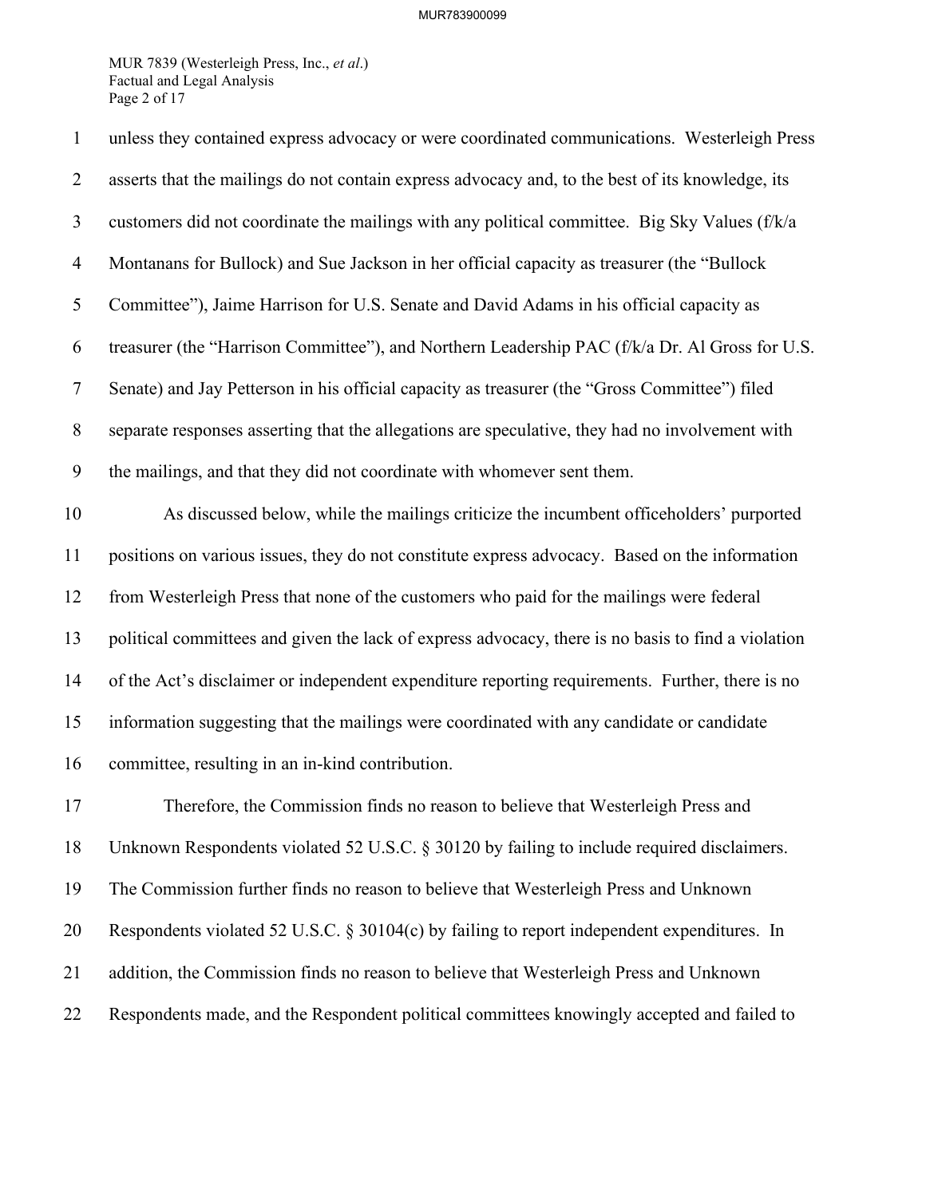unless they contained express advocacy or were coordinated communications. Westerleigh Press asserts that the mailings do not contain express advocacy and, to the best of its knowledge, its customers did not coordinate the mailings with any political committee. Big Sky Values (f/k/a Montanans for Bullock) and Sue Jackson in her official capacity as treasurer (the "Bullock Committee"), Jaime Harrison for U.S. Senate and David Adams in his official capacity as treasurer (the "Harrison Committee"), and Northern Leadership PAC (f/k/a Dr. Al Gross for U.S. Senate) and Jay Petterson in his official capacity as treasurer (the "Gross Committee") filed separate responses asserting that the allegations are speculative, they had no involvement with the mailings, and that they did not coordinate with whomever sent them.

As discussed below, while the mailings criticize the incumbent officeholders' purported positions on various issues, they do not constitute express advocacy. Based on the information from Westerleigh Press that none of the customers who paid for the mailings were federal political committees and given the lack of express advocacy, there is no basis to find a violation of the Act's disclaimer or independent expenditure reporting requirements. Further, there is no information suggesting that the mailings were coordinated with any candidate or candidate committee, resulting in an in-kind contribution.

Therefore, the Commission finds no reason to believe that Westerleigh Press and Unknown Respondents violated 52 U.S.C. § 30120 by failing to include required disclaimers. The Commission further finds no reason to believe that Westerleigh Press and Unknown Respondents violated 52 U.S.C. § 30104(c) by failing to report independent expenditures. In addition, the Commission finds no reason to believe that Westerleigh Press and Unknown Respondents made, and the Respondent political committees knowingly accepted and failed to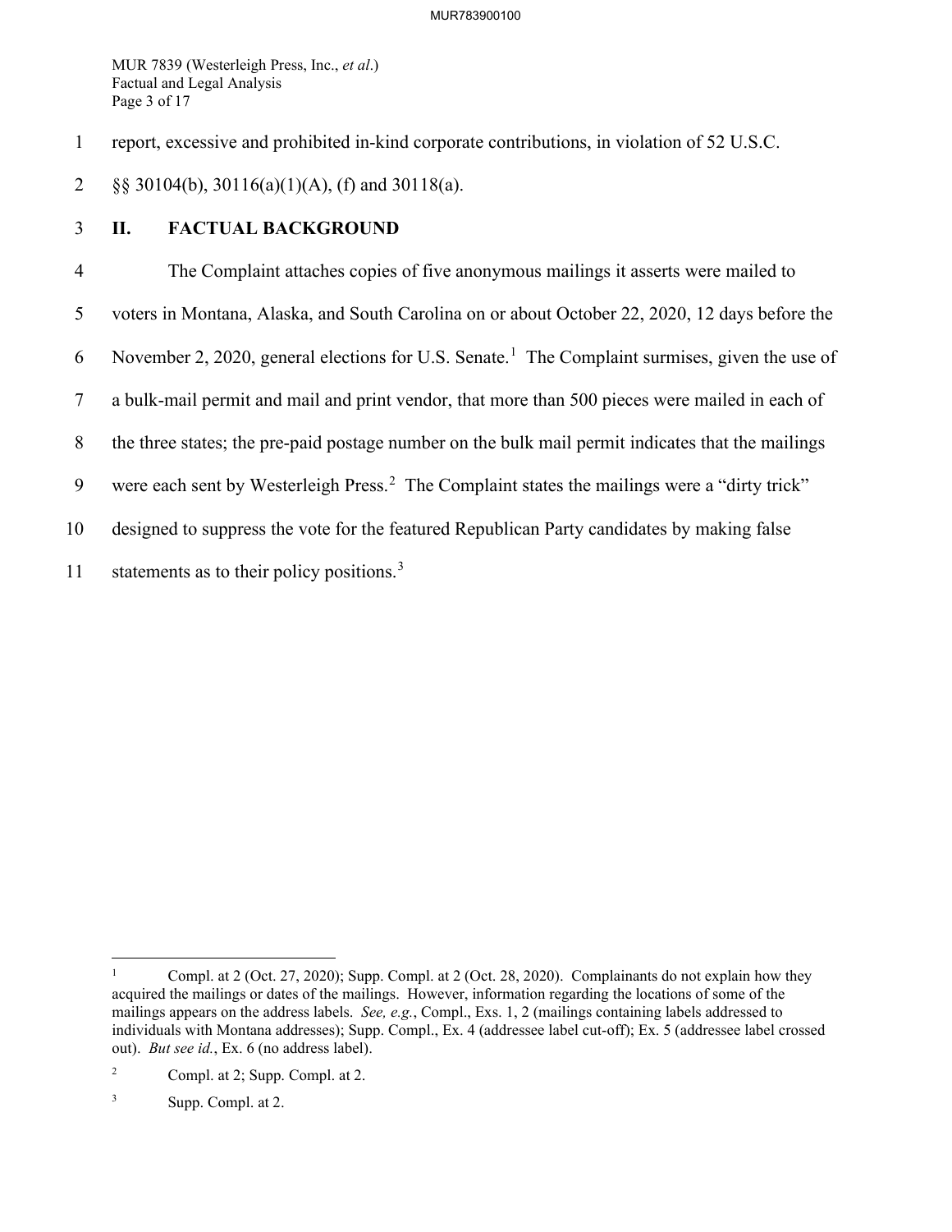report, excessive and prohibited in-kind corporate contributions, in violation of 52 U.S.C. §§ 30104(b), 30116(a)(1)(A), (f) and 30118(a).

## II. FACTUAL BACKGROUND

The Complaint attaches copies of five anonymous mailings it asserts were mailed to voters in Montana, Alaska, and South Carolina on or about October 22, 2020, 12 days before the November 2, 2020, general elections for U.S. Senate.[1] The Complaint surmises, given the use of a bulk-mail permit and mail and print vendor, that more than 500 pieces were mailed in each of the three states; the pre-paid postage number on the bulk mail permit indicates that the mailings were each sent by Westerleigh Press.[2] The Complaint states the mailings were a "dirty trick" designed to suppress the vote for the featured Republican Party candidates by making false statements as to their policy positions.[3]

---

[1] Compl. at 2 (Oct. 27, 2020); Supp. Compl. at 2 (Oct. 28, 2020). Complainants do not explain how they acquired the mailings or dates of the mailings. However, information regarding the locations of some of the mailings appears on the address labels. *See, e.g.*, Compl., Exs. 1, 2 (mailings containing labels addressed to individuals with Montana addresses); Supp. Compl., Ex. 4 (addressee label cut-off); Ex. 5 (addressee label crossed out). *But see id.*, Ex. 6 (no address label).

[2] Compl. at 2; Supp. Compl. at 2.

[3] Supp. Compl. at 2.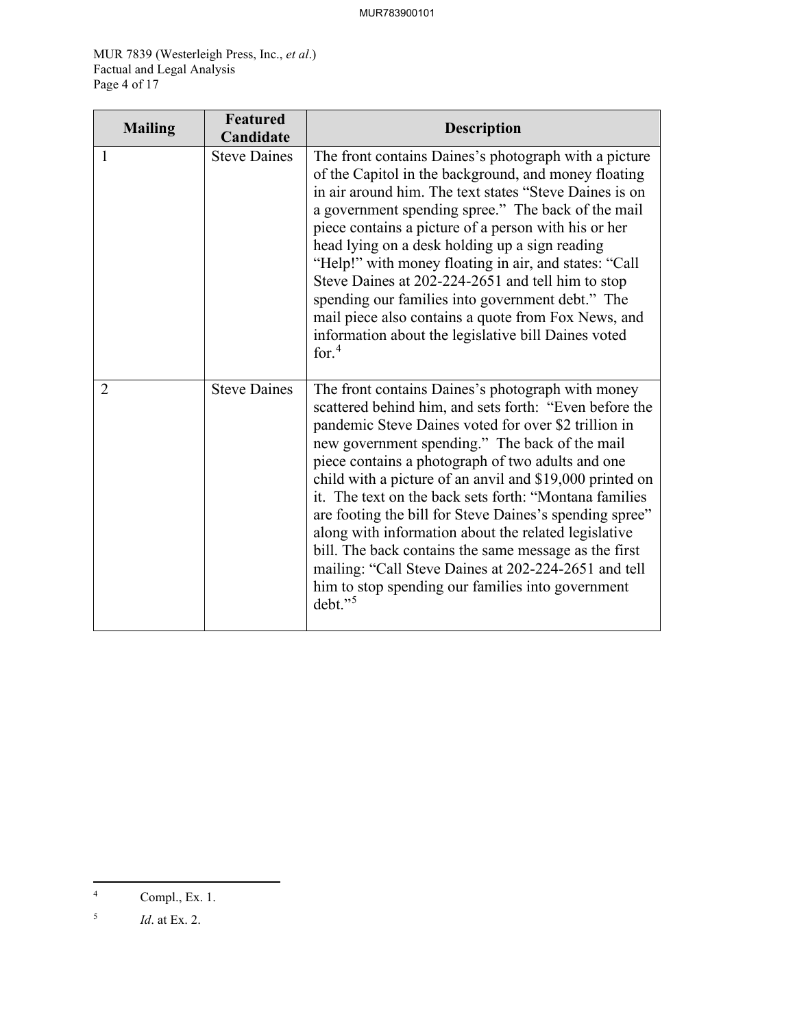| Mailing | Featured Candidate | Description |
| --- | --- | --- |
| 1 | Steve Daines | The front contains Daines's photograph with a picture of the Capitol in the background, and money floating in air around him. The text states "Steve Daines is on a government spending spree." The back of the mail piece contains a picture of a person with his or her head lying on a desk holding up a sign reading "Help!" with money floating in air, and states: "Call Steve Daines at 202-224-2651 and tell him to stop spending our families into government debt." The mail piece also contains a quote from Fox News, and information about the legislative bill Daines voted for.[4] |
| 2 | Steve Daines | The front contains Daines's photograph with money scattered behind him, and sets forth: "Even before the pandemic Steve Daines voted for over $2 trillion in new government spending." The back of the mail piece contains a photograph of two adults and one child with a picture of an anvil and $19,000 printed on it. The text on the back sets forth: "Montana families are footing the bill for Steve Daines's spending spree" along with information about the related legislative bill. The back contains the same message as the first mailing: "Call Steve Daines at 202-224-2651 and tell him to stop spending our families into government debt."[5] |

[4] Compl., Ex. 1.

[5] *Id*. at Ex. 2.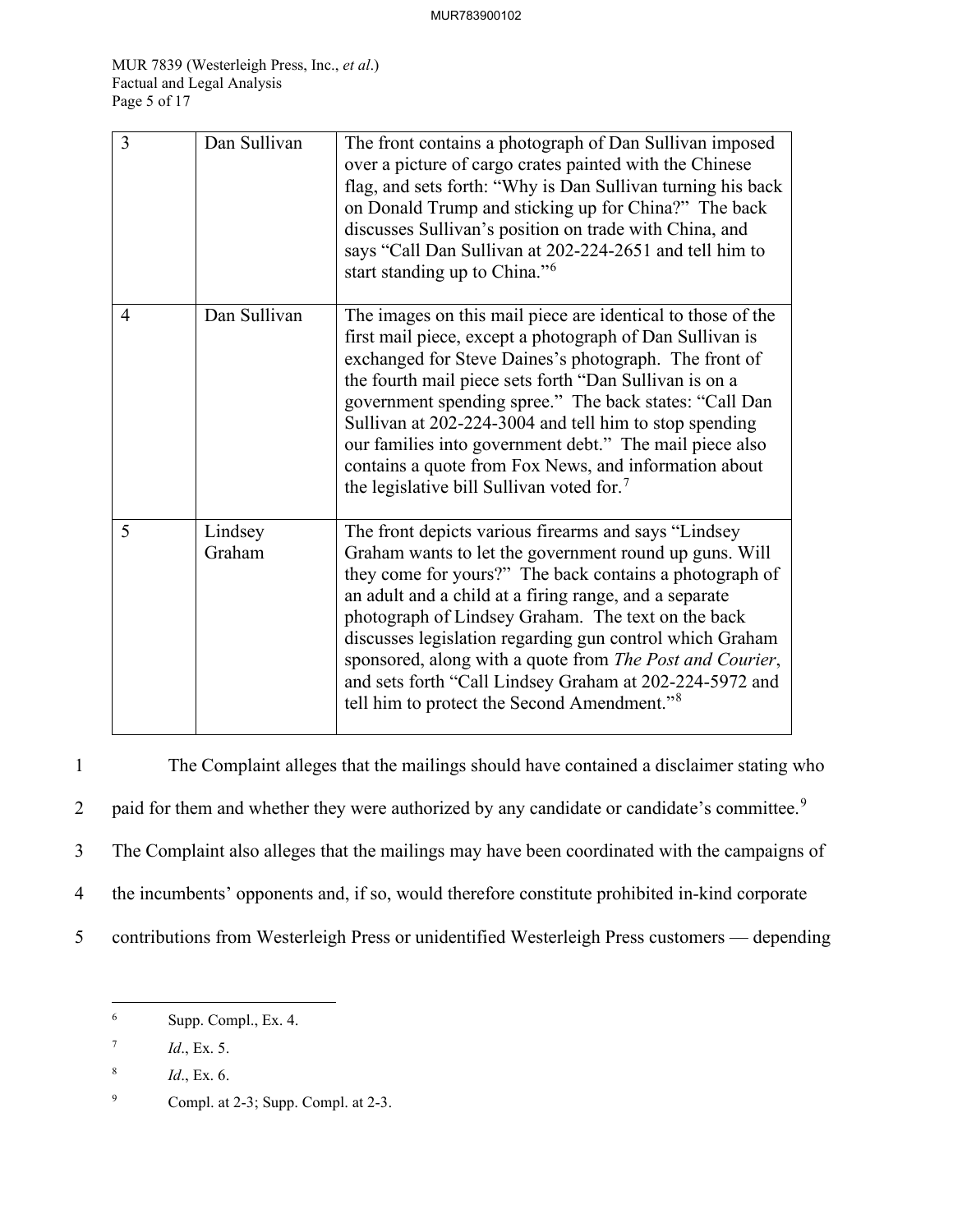| 3 | Dan Sullivan | The front contains a photograph of Dan Sullivan imposed over a picture of cargo crates painted with the Chinese flag, and sets forth: "Why is Dan Sullivan turning his back on Donald Trump and sticking up for China?" The back discusses Sullivan's position on trade with China, and says "Call Dan Sullivan at 202-224-2651 and tell him to start standing up to China."[6] |
|---|---|---|
| 4 | Dan Sullivan | The images on this mail piece are identical to those of the first mail piece, except a photograph of Dan Sullivan is exchanged for Steve Daines's photograph. The front of the fourth mail piece sets forth "Dan Sullivan is on a government spending spree." The back states: "Call Dan Sullivan at 202-224-3004 and tell him to stop spending our families into government debt." The mail piece also contains a quote from Fox News, and information about the legislative bill Sullivan voted for.[7] |
| 5 | Lindsey Graham | The front depicts various firearms and says "Lindsey Graham wants to let the government round up guns. Will they come for yours?" The back contains a photograph of an adult and a child at a firing range, and a separate photograph of Lindsey Graham. The text on the back discusses legislation regarding gun control which Graham sponsored, along with a quote from *The Post and Courier*, and sets forth "Call Lindsey Graham at 202-224-5972 and tell him to protect the Second Amendment."[8] |

The Complaint alleges that the mailings should have contained a disclaimer stating who paid for them and whether they were authorized by any candidate or candidate's committee.[9] The Complaint also alleges that the mailings may have been coordinated with the campaigns of the incumbents' opponents and, if so, would therefore constitute prohibited in-kind corporate contributions from Westerleigh Press or unidentified Westerleigh Press customers — depending

---

[6] Supp. Compl., Ex. 4.

[7] *Id*., Ex. 5.

[8] *Id*., Ex. 6.

[9] Compl. at 2-3; Supp. Compl. at 2-3.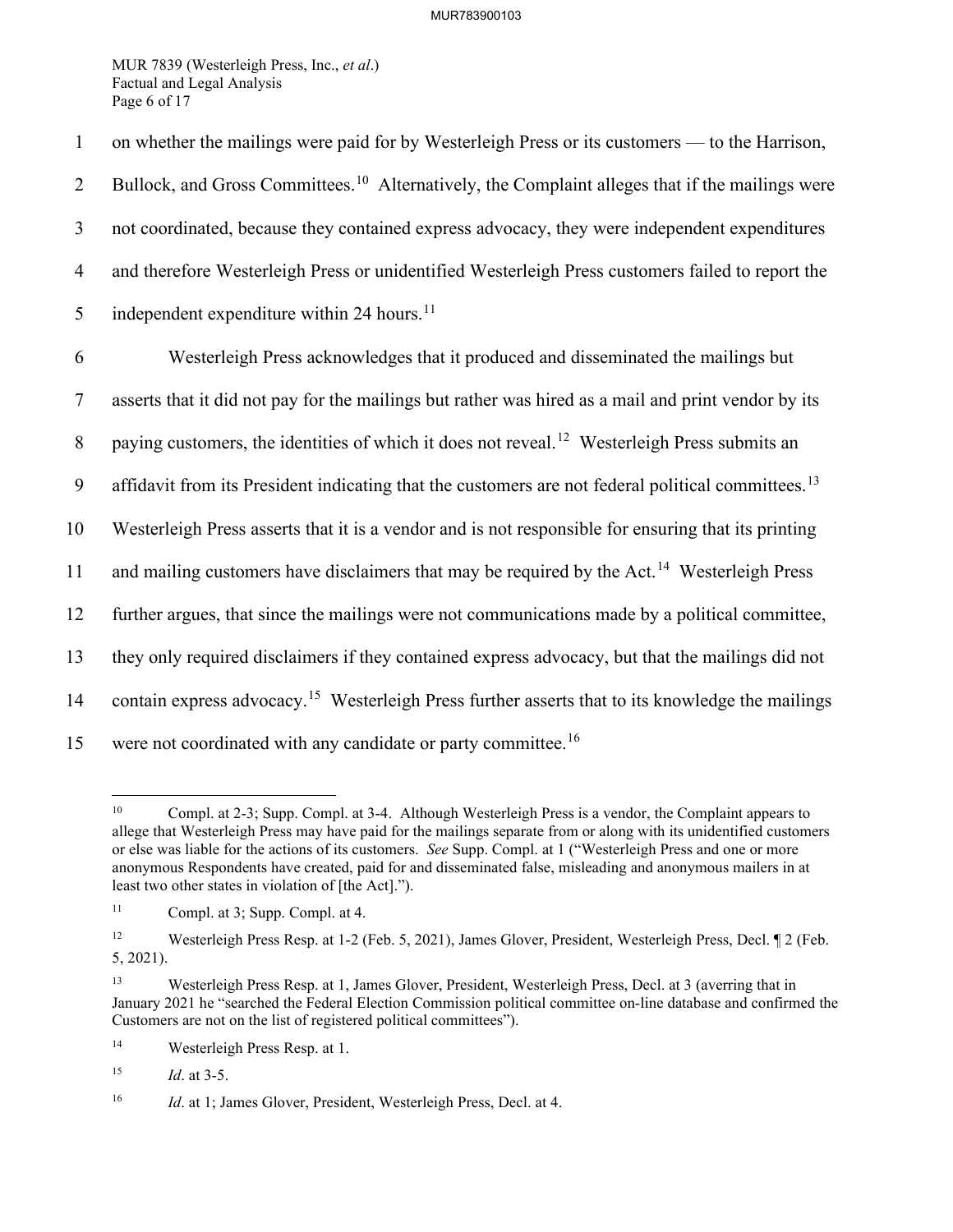on whether the mailings were paid for by Westerleigh Press or its customers — to the Harrison, Bullock, and Gross Committees.[10] Alternatively, the Complaint alleges that if the mailings were not coordinated, because they contained express advocacy, they were independent expenditures and therefore Westerleigh Press or unidentified Westerleigh Press customers failed to report the independent expenditure within 24 hours.[11]

Westerleigh Press acknowledges that it produced and disseminated the mailings but asserts that it did not pay for the mailings but rather was hired as a mail and print vendor by its paying customers, the identities of which it does not reveal.[12] Westerleigh Press submits an affidavit from its President indicating that the customers are not federal political committees.[13] Westerleigh Press asserts that it is a vendor and is not responsible for ensuring that its printing and mailing customers have disclaimers that may be required by the Act.[14] Westerleigh Press further argues, that since the mailings were not communications made by a political committee, they only required disclaimers if they contained express advocacy, but that the mailings did not contain express advocacy.[15] Westerleigh Press further asserts that to its knowledge the mailings were not coordinated with any candidate or party committee.[16]

---

[10] Compl. at 2-3; Supp. Compl. at 3-4. Although Westerleigh Press is a vendor, the Complaint appears to allege that Westerleigh Press may have paid for the mailings separate from or along with its unidentified customers or else was liable for the actions of its customers. *See* Supp. Compl. at 1 ("Westerleigh Press and one or more anonymous Respondents have created, paid for and disseminated false, misleading and anonymous mailers in at least two other states in violation of [the Act].").

[11] Compl. at 3; Supp. Compl. at 4.

[12] Westerleigh Press Resp. at 1-2 (Feb. 5, 2021), James Glover, President, Westerleigh Press, Decl. ¶ 2 (Feb. 5, 2021).

[13] Westerleigh Press Resp. at 1, James Glover, President, Westerleigh Press, Decl. at 3 (averring that in January 2021 he "searched the Federal Election Commission political committee on-line database and confirmed the Customers are not on the list of registered political committees").

[14] Westerleigh Press Resp. at 1.

[15] *Id*. at 3-5.

[16] *Id*. at 1; James Glover, President, Westerleigh Press, Decl. at 4.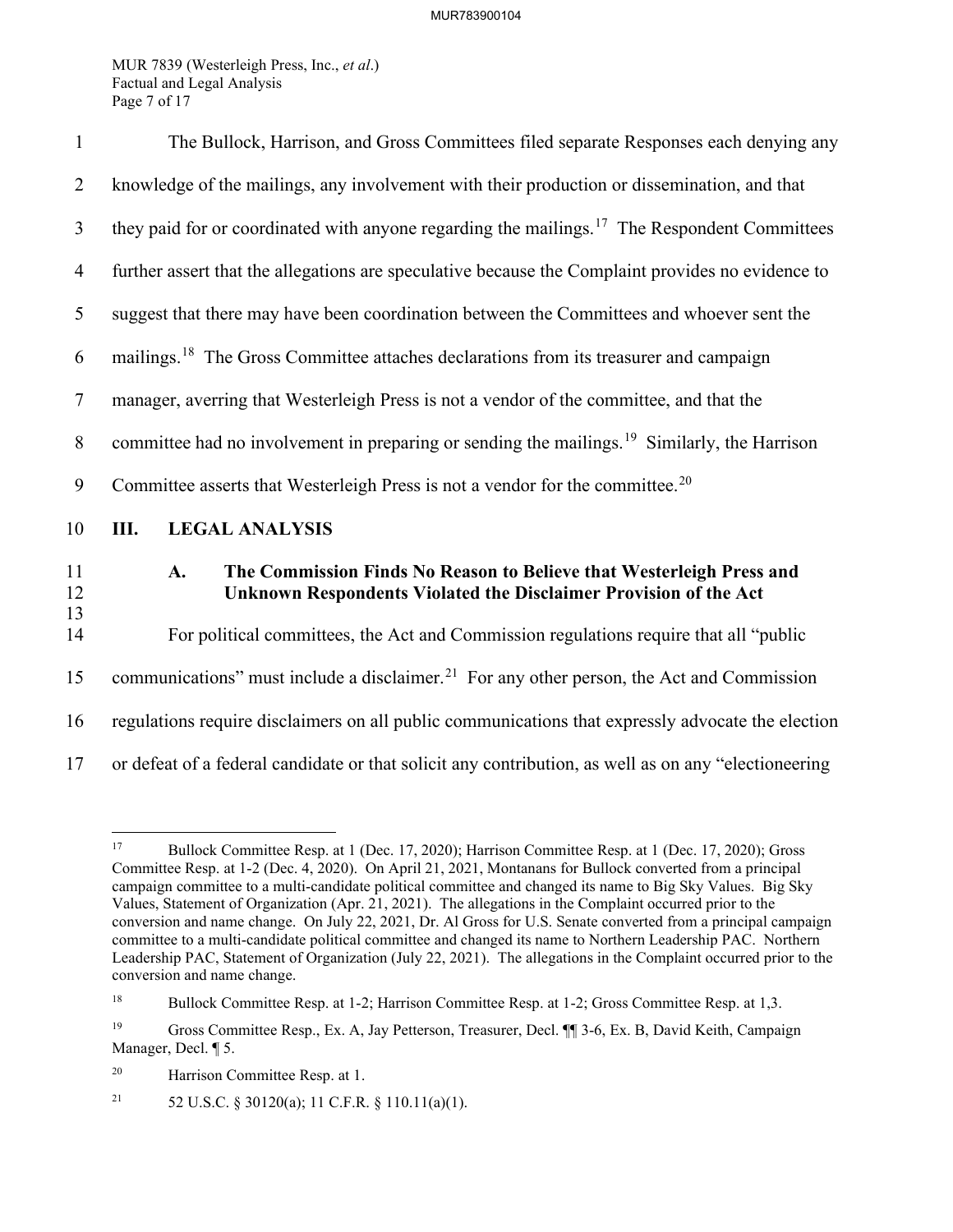The Bullock, Harrison, and Gross Committees filed separate Responses each denying any knowledge of the mailings, any involvement with their production or dissemination, and that they paid for or coordinated with anyone regarding the mailings.[17] The Respondent Committees further assert that the allegations are speculative because the Complaint provides no evidence to suggest that there may have been coordination between the Committees and whoever sent the mailings.[18] The Gross Committee attaches declarations from its treasurer and campaign manager, averring that Westerleigh Press is not a vendor of the committee, and that the committee had no involvement in preparing or sending the mailings.[19] Similarly, the Harrison Committee asserts that Westerleigh Press is not a vendor for the committee.[20]

## III. LEGAL ANALYSIS

### A. The Commission Finds No Reason to Believe that Westerleigh Press and Unknown Respondents Violated the Disclaimer Provision of the Act

For political committees, the Act and Commission regulations require that all "public communications" must include a disclaimer.[21] For any other person, the Act and Commission regulations require disclaimers on all public communications that expressly advocate the election or defeat of a federal candidate or that solicit any contribution, as well as on any "electioneering

---

[17] Bullock Committee Resp. at 1 (Dec. 17, 2020); Harrison Committee Resp. at 1 (Dec. 17, 2020); Gross Committee Resp. at 1-2 (Dec. 4, 2020). On April 21, 2021, Montanans for Bullock converted from a principal campaign committee to a multi-candidate political committee and changed its name to Big Sky Values. Big Sky Values, Statement of Organization (Apr. 21, 2021). The allegations in the Complaint occurred prior to the conversion and name change. On July 22, 2021, Dr. Al Gross for U.S. Senate converted from a principal campaign committee to a multi-candidate political committee and changed its name to Northern Leadership PAC. Northern Leadership PAC, Statement of Organization (July 22, 2021). The allegations in the Complaint occurred prior to the conversion and name change.

[18] Bullock Committee Resp. at 1-2; Harrison Committee Resp. at 1-2; Gross Committee Resp. at 1,3.

[19] Gross Committee Resp., Ex. A, Jay Petterson, Treasurer, Decl. ¶¶ 3-6, Ex. B, David Keith, Campaign Manager, Decl. ¶ 5.

[20] Harrison Committee Resp. at 1.

[21] 52 U.S.C. § 30120(a); 11 C.F.R. § 110.11(a)(1).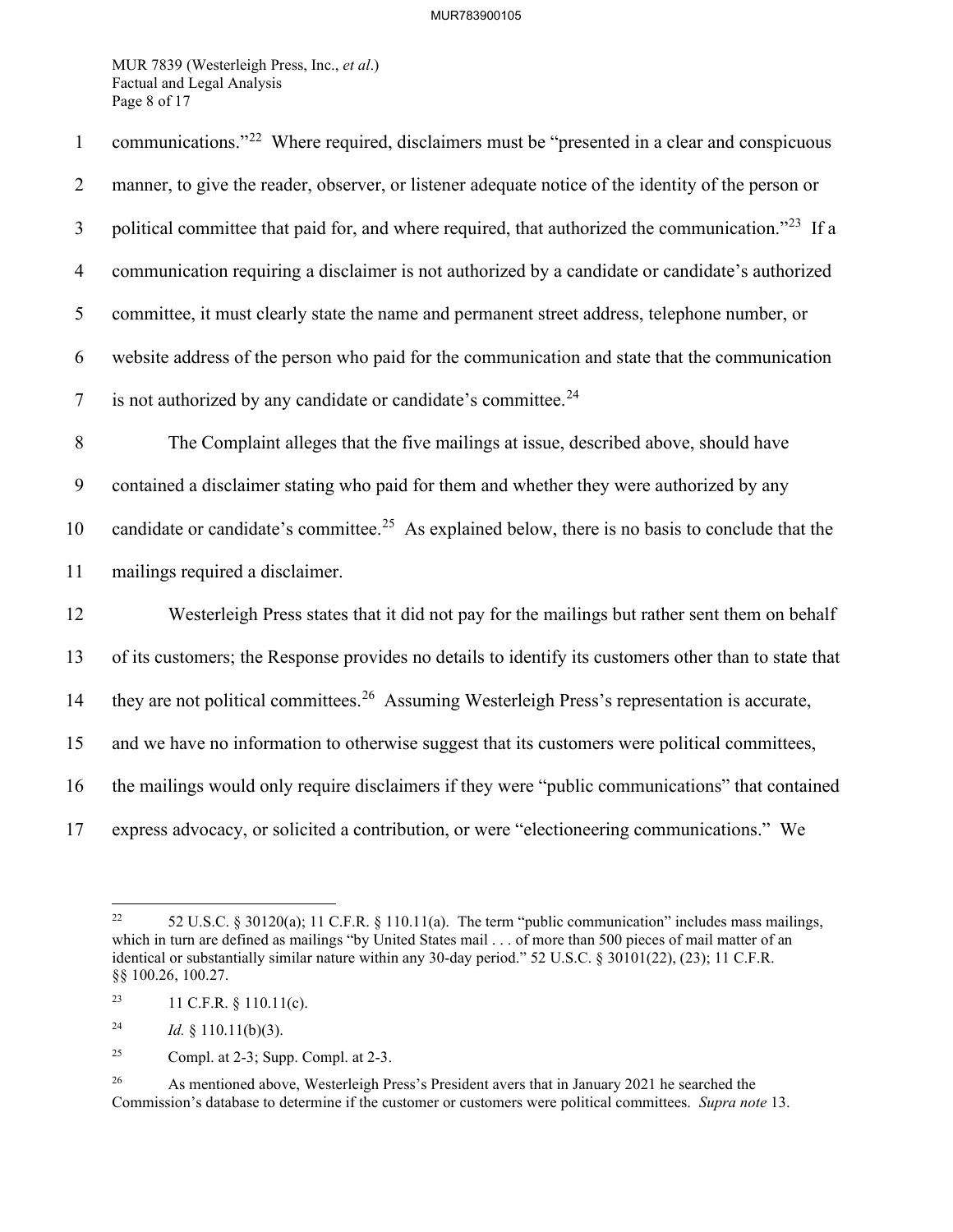communications."[22] Where required, disclaimers must be "presented in a clear and conspicuous manner, to give the reader, observer, or listener adequate notice of the identity of the person or political committee that paid for, and where required, that authorized the communication."[23] If a communication requiring a disclaimer is not authorized by a candidate or candidate's authorized committee, it must clearly state the name and permanent street address, telephone number, or website address of the person who paid for the communication and state that the communication is not authorized by any candidate or candidate's committee.[24]

The Complaint alleges that the five mailings at issue, described above, should have contained a disclaimer stating who paid for them and whether they were authorized by any candidate or candidate's committee.[25] As explained below, there is no basis to conclude that the mailings required a disclaimer.

Westerleigh Press states that it did not pay for the mailings but rather sent them on behalf of its customers; the Response provides no details to identify its customers other than to state that they are not political committees.[26] Assuming Westerleigh Press's representation is accurate, and we have no information to otherwise suggest that its customers were political committees, the mailings would only require disclaimers if they were "public communications" that contained express advocacy, or solicited a contribution, or were "electioneering communications." We

---

[22] 52 U.S.C. § 30120(a); 11 C.F.R. § 110.11(a). The term "public communication" includes mass mailings, which in turn are defined as mailings "by United States mail . . . of more than 500 pieces of mail matter of an identical or substantially similar nature within any 30-day period." 52 U.S.C. § 30101(22), (23); 11 C.F.R. §§ 100.26, 100.27.

[23] 11 C.F.R. § 110.11(c).

[24] *Id.* § 110.11(b)(3).

[25] Compl. at 2-3; Supp. Compl. at 2-3.

[26] As mentioned above, Westerleigh Press's President avers that in January 2021 he searched the Commission's database to determine if the customer or customers were political committees. *Supra note* 13.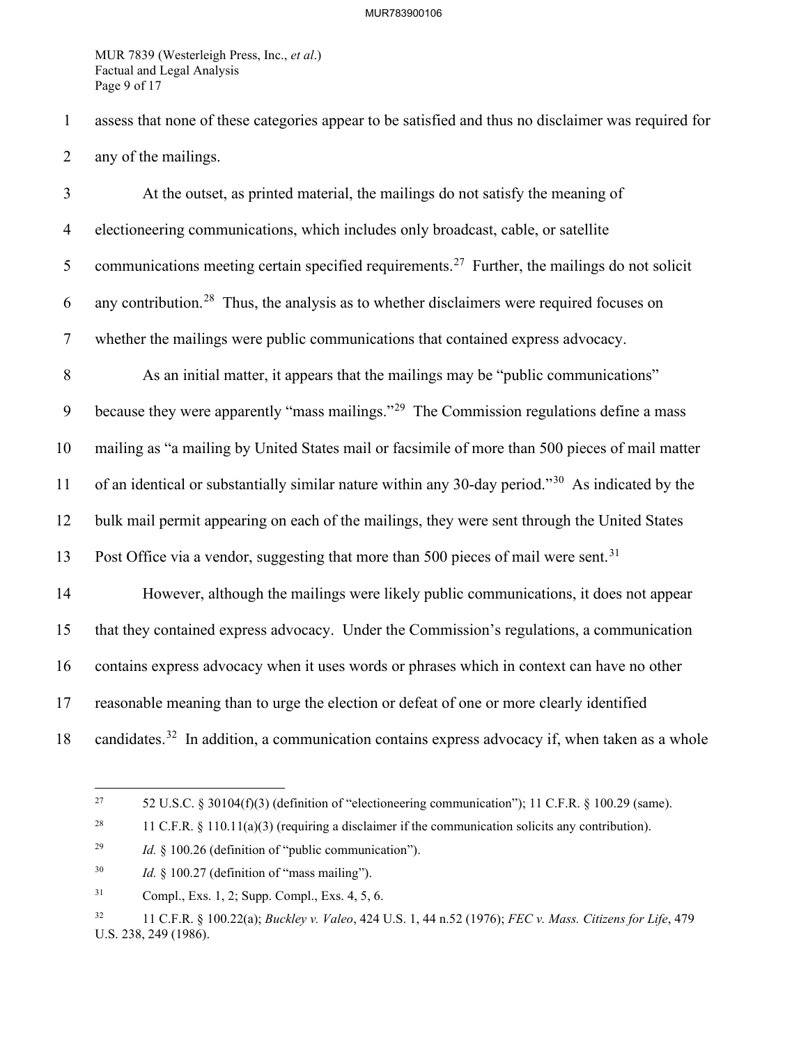assess that none of these categories appear to be satisfied and thus no disclaimer was required for any of the mailings.

At the outset, as printed material, the mailings do not satisfy the meaning of electioneering communications, which includes only broadcast, cable, or satellite communications meeting certain specified requirements.[27] Further, the mailings do not solicit any contribution.[28] Thus, the analysis as to whether disclaimers were required focuses on whether the mailings were public communications that contained express advocacy.

As an initial matter, it appears that the mailings may be "public communications" because they were apparently "mass mailings."[29] The Commission regulations define a mass mailing as "a mailing by United States mail or facsimile of more than 500 pieces of mail matter of an identical or substantially similar nature within any 30-day period."[30] As indicated by the bulk mail permit appearing on each of the mailings, they were sent through the United States Post Office via a vendor, suggesting that more than 500 pieces of mail were sent.[31]

However, although the mailings were likely public communications, it does not appear that they contained express advocacy. Under the Commission's regulations, a communication contains express advocacy when it uses words or phrases which in context can have no other reasonable meaning than to urge the election or defeat of one or more clearly identified candidates.[32] In addition, a communication contains express advocacy if, when taken as a whole

---

[27] 52 U.S.C. § 30104(f)(3) (definition of "electioneering communication"); 11 C.F.R. § 100.29 (same).

[28] 11 C.F.R. § 110.11(a)(3) (requiring a disclaimer if the communication solicits any contribution).

[29] *Id.* § 100.26 (definition of "public communication").

[30] *Id.* § 100.27 (definition of "mass mailing").

[31] Compl., Exs. 1, 2; Supp. Compl., Exs. 4, 5, 6.

[32] 11 C.F.R. § 100.22(a); *Buckley v. Valeo*, 424 U.S. 1, 44 n.52 (1976); *FEC v. Mass. Citizens for Life*, 479 U.S. 238, 249 (1986).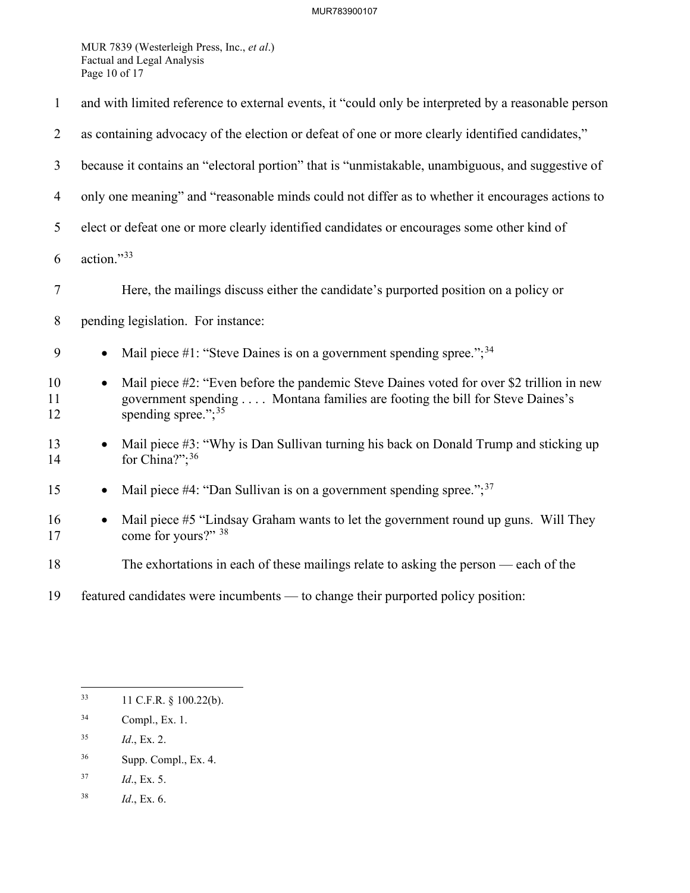and with limited reference to external events, it "could only be interpreted by a reasonable person as containing advocacy of the election or defeat of one or more clearly identified candidates," because it contains an "electoral portion" that is "unmistakable, unambiguous, and suggestive of only one meaning" and "reasonable minds could not differ as to whether it encourages actions to elect or defeat one or more clearly identified candidates or encourages some other kind of action."[33]

Here, the mailings discuss either the candidate's purported position on a policy or pending legislation. For instance:

- Mail piece #1: "Steve Daines is on a government spending spree.";[34]
- Mail piece #2: "Even before the pandemic Steve Daines voted for over $2 trillion in new government spending . . . . Montana families are footing the bill for Steve Daines's spending spree.";[35]
- Mail piece #3: "Why is Dan Sullivan turning his back on Donald Trump and sticking up for China?";[36]
- Mail piece #4: "Dan Sullivan is on a government spending spree.";[37]
- Mail piece #5 "Lindsay Graham wants to let the government round up guns. Will They come for yours?" [38]

The exhortations in each of these mailings relate to asking the person — each of the featured candidates were incumbents — to change their purported policy position:

---

[33] 11 C.F.R. § 100.22(b).

[34] Compl., Ex. 1.

[35] *Id*., Ex. 2.

[36] Supp. Compl., Ex. 4.

[37] *Id*., Ex. 5.

[38] *Id*., Ex. 6.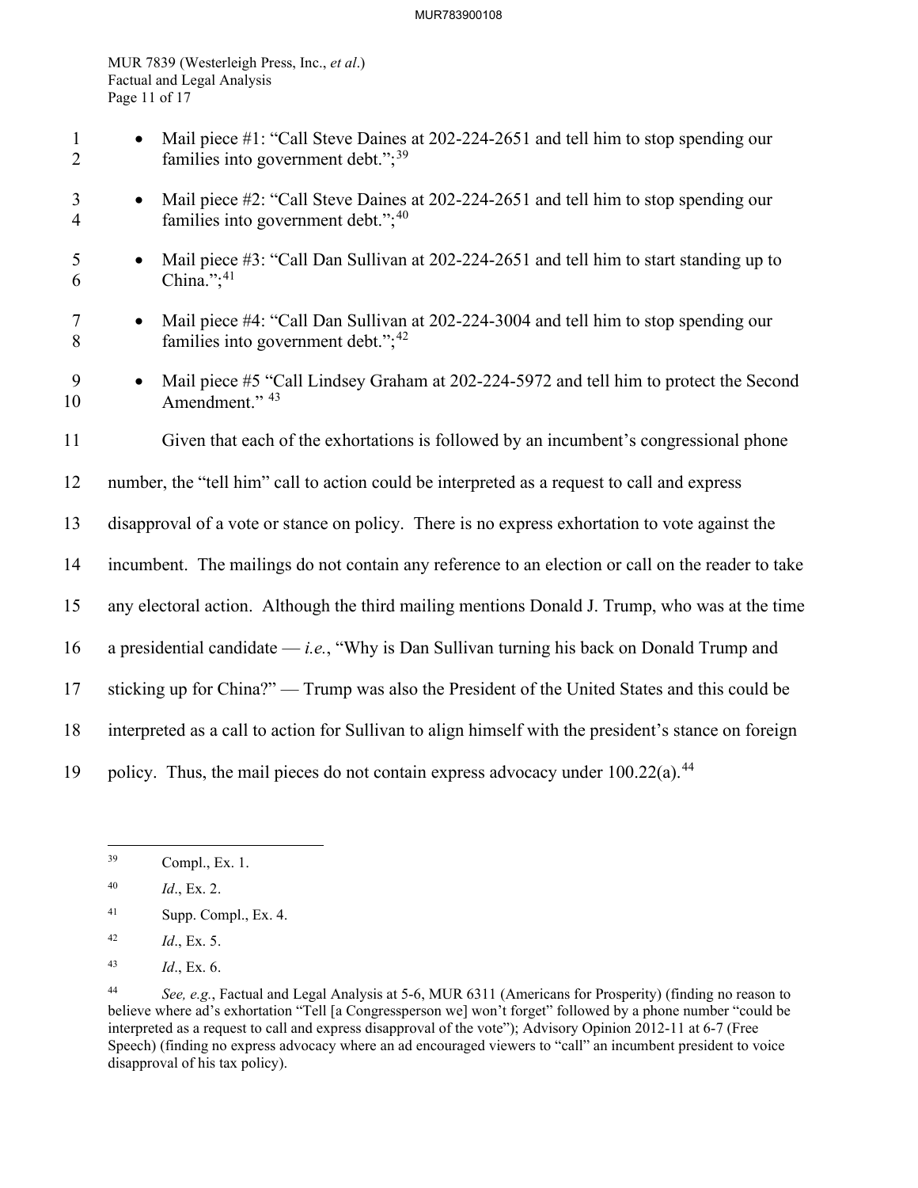- Mail piece #1: "Call Steve Daines at 202-224-2651 and tell him to stop spending our families into government debt.";[39]
- Mail piece #2: "Call Steve Daines at 202-224-2651 and tell him to stop spending our families into government debt.";[40]
- Mail piece #3: "Call Dan Sullivan at 202-224-2651 and tell him to start standing up to China.";[41]
- Mail piece #4: "Call Dan Sullivan at 202-224-3004 and tell him to stop spending our families into government debt.";[42]
- Mail piece #5 "Call Lindsey Graham at 202-224-5972 and tell him to protect the Second Amendment." [43]

Given that each of the exhortations is followed by an incumbent's congressional phone number, the "tell him" call to action could be interpreted as a request to call and express disapproval of a vote or stance on policy. There is no express exhortation to vote against the incumbent. The mailings do not contain any reference to an election or call on the reader to take any electoral action. Although the third mailing mentions Donald J. Trump, who was at the time a presidential candidate — *i.e.*, "Why is Dan Sullivan turning his back on Donald Trump and sticking up for China?" — Trump was also the President of the United States and this could be interpreted as a call to action for Sullivan to align himself with the president's stance on foreign policy. Thus, the mail pieces do not contain express advocacy under 100.22(a).[44]

---

[39] Compl., Ex. 1.

[40] *Id*., Ex. 2.

[41] Supp. Compl., Ex. 4.

[42] *Id*., Ex. 5.

[43] *Id*., Ex. 6.

[44] *See, e.g.*, Factual and Legal Analysis at 5-6, MUR 6311 (Americans for Prosperity) (finding no reason to believe where ad's exhortation "Tell [a Congressperson we] won't forget" followed by a phone number "could be interpreted as a request to call and express disapproval of the vote"); Advisory Opinion 2012-11 at 6-7 (Free Speech) (finding no express advocacy where an ad encouraged viewers to "call" an incumbent president to voice disapproval of his tax policy).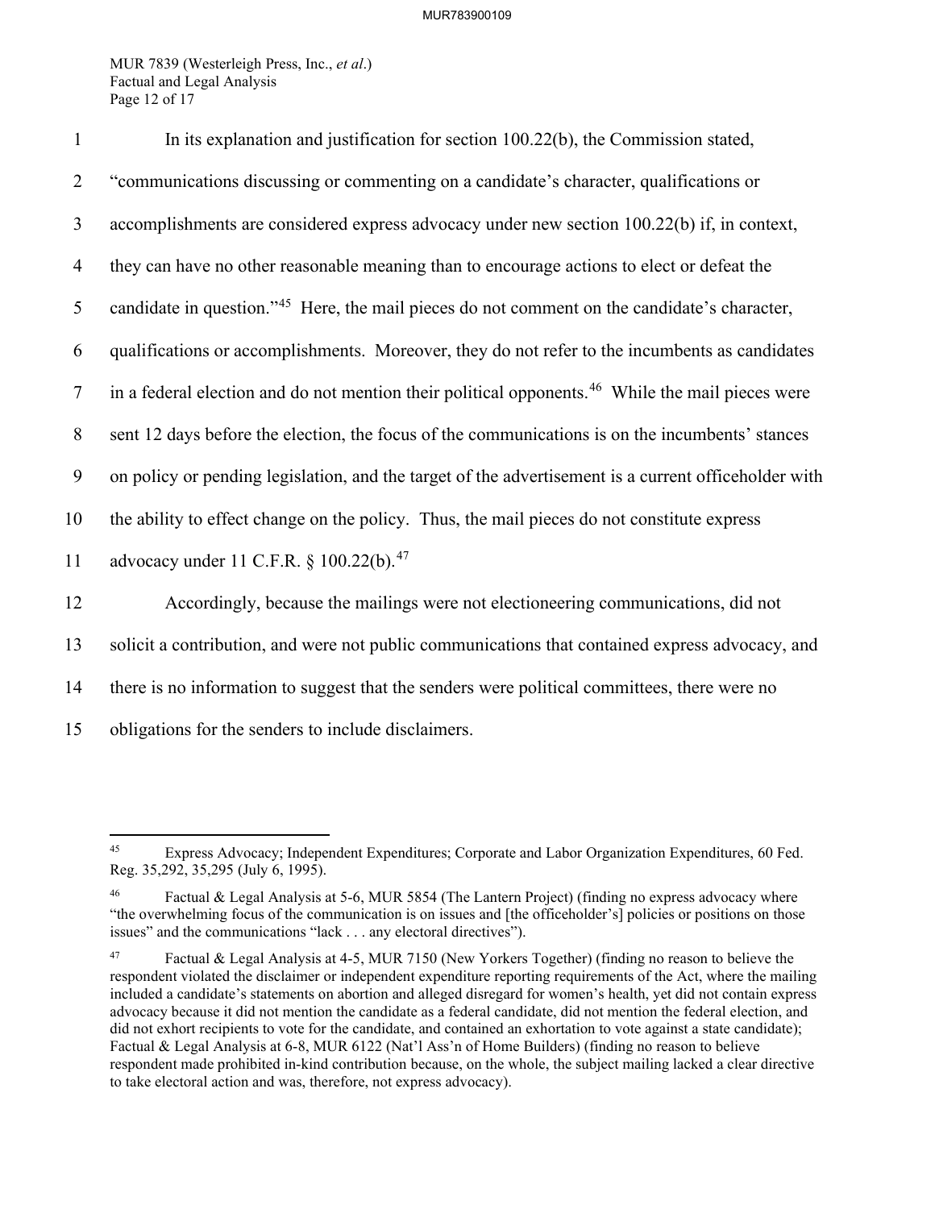In its explanation and justification for section 100.22(b), the Commission stated, "communications discussing or commenting on a candidate's character, qualifications or accomplishments are considered express advocacy under new section 100.22(b) if, in context, they can have no other reasonable meaning than to encourage actions to elect or defeat the candidate in question."[45] Here, the mail pieces do not comment on the candidate's character, qualifications or accomplishments. Moreover, they do not refer to the incumbents as candidates in a federal election and do not mention their political opponents.[46] While the mail pieces were sent 12 days before the election, the focus of the communications is on the incumbents' stances on policy or pending legislation, and the target of the advertisement is a current officeholder with the ability to effect change on the policy. Thus, the mail pieces do not constitute express advocacy under 11 C.F.R. § 100.22(b).[47]

Accordingly, because the mailings were not electioneering communications, did not solicit a contribution, and were not public communications that contained express advocacy, and there is no information to suggest that the senders were political committees, there were no obligations for the senders to include disclaimers.

---

[45] Express Advocacy; Independent Expenditures; Corporate and Labor Organization Expenditures, 60 Fed. Reg. 35,292, 35,295 (July 6, 1995).

[46] Factual & Legal Analysis at 5-6, MUR 5854 (The Lantern Project) (finding no express advocacy where "the overwhelming focus of the communication is on issues and [the officeholder's] policies or positions on those issues" and the communications "lack . . . any electoral directives").

[47] Factual & Legal Analysis at 4-5, MUR 7150 (New Yorkers Together) (finding no reason to believe the respondent violated the disclaimer or independent expenditure reporting requirements of the Act, where the mailing included a candidate's statements on abortion and alleged disregard for women's health, yet did not contain express advocacy because it did not mention the candidate as a federal candidate, did not mention the federal election, and did not exhort recipients to vote for the candidate, and contained an exhortation to vote against a state candidate); Factual & Legal Analysis at 6-8, MUR 6122 (Nat'l Ass'n of Home Builders) (finding no reason to believe respondent made prohibited in-kind contribution because, on the whole, the subject mailing lacked a clear directive to take electoral action and was, therefore, not express advocacy).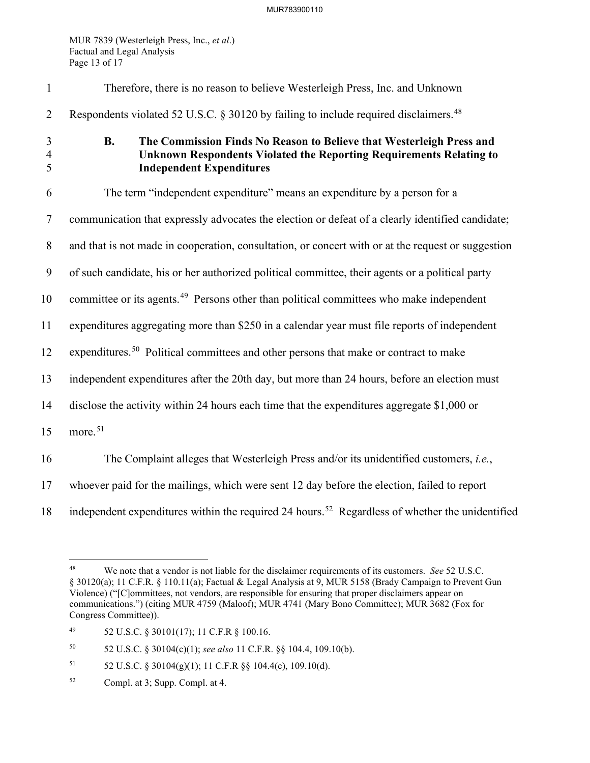Therefore, there is no reason to believe Westerleigh Press, Inc. and Unknown Respondents violated 52 U.S.C. § 30120 by failing to include required disclaimers.[48]

### B. The Commission Finds No Reason to Believe that Westerleigh Press and Unknown Respondents Violated the Reporting Requirements Relating to Independent Expenditures

The term "independent expenditure" means an expenditure by a person for a communication that expressly advocates the election or defeat of a clearly identified candidate; and that is not made in cooperation, consultation, or concert with or at the request or suggestion of such candidate, his or her authorized political committee, their agents or a political party committee or its agents.[49] Persons other than political committees who make independent expenditures aggregating more than $250 in a calendar year must file reports of independent expenditures.[50] Political committees and other persons that make or contract to make independent expenditures after the 20th day, but more than 24 hours, before an election must disclose the activity within 24 hours each time that the expenditures aggregate $1,000 or more.[51]

The Complaint alleges that Westerleigh Press and/or its unidentified customers, *i.e.*, whoever paid for the mailings, which were sent 12 day before the election, failed to report independent expenditures within the required 24 hours.[52] Regardless of whether the unidentified

---

[48] We note that a vendor is not liable for the disclaimer requirements of its customers. *See* 52 U.S.C. § 30120(a); 11 C.F.R. § 110.11(a); Factual & Legal Analysis at 9, MUR 5158 (Brady Campaign to Prevent Gun Violence) ("[C]ommittees, not vendors, are responsible for ensuring that proper disclaimers appear on communications.") (citing MUR 4759 (Maloof); MUR 4741 (Mary Bono Committee); MUR 3682 (Fox for Congress Committee)).

[49] 52 U.S.C. § 30101(17); 11 C.F.R § 100.16.

[50] 52 U.S.C. § 30104(c)(1); *see also* 11 C.F.R. §§ 104.4, 109.10(b).

[51] 52 U.S.C. § 30104(g)(1); 11 C.F.R §§ 104.4(c), 109.10(d).

[52] Compl. at 3; Supp. Compl. at 4.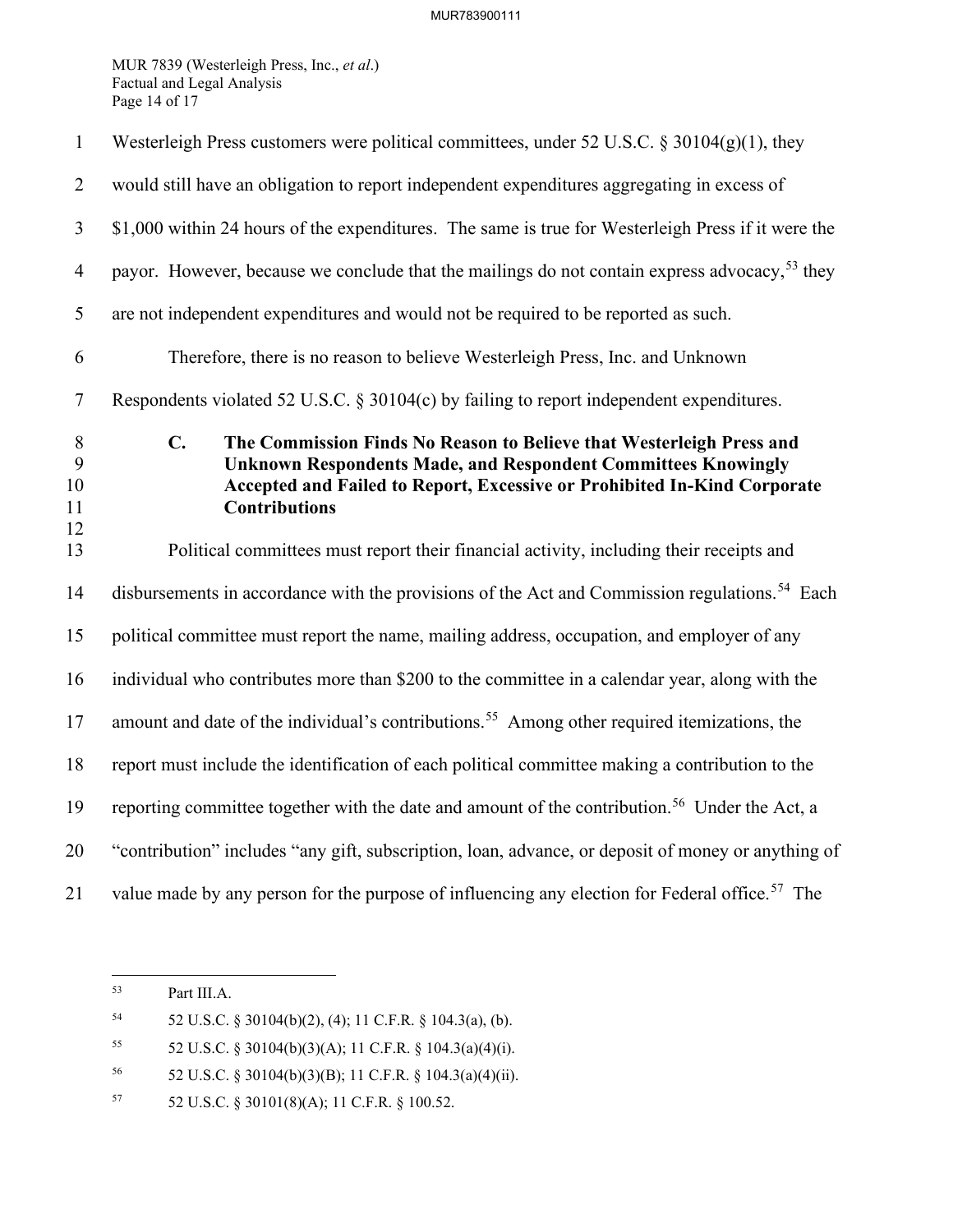Westerleigh Press customers were political committees, under 52 U.S.C. § 30104(g)(1), they would still have an obligation to report independent expenditures aggregating in excess of $1,000 within 24 hours of the expenditures. The same is true for Westerleigh Press if it were the payor. However, because we conclude that the mailings do not contain express advocacy,[53] they are not independent expenditures and would not be required to be reported as such.

Therefore, there is no reason to believe Westerleigh Press, Inc. and Unknown Respondents violated 52 U.S.C. § 30104(c) by failing to report independent expenditures.

### C. The Commission Finds No Reason to Believe that Westerleigh Press and Unknown Respondents Made, and Respondent Committees Knowingly Accepted and Failed to Report, Excessive or Prohibited In-Kind Corporate Contributions

Political committees must report their financial activity, including their receipts and disbursements in accordance with the provisions of the Act and Commission regulations.[54] Each political committee must report the name, mailing address, occupation, and employer of any individual who contributes more than $200 to the committee in a calendar year, along with the amount and date of the individual's contributions.[55] Among other required itemizations, the report must include the identification of each political committee making a contribution to the reporting committee together with the date and amount of the contribution.[56] Under the Act, a "contribution" includes "any gift, subscription, loan, advance, or deposit of money or anything of value made by any person for the purpose of influencing any election for Federal office.[57] The

---

[53] Part III.A.

[54] 52 U.S.C. § 30104(b)(2), (4); 11 C.F.R. § 104.3(a), (b).

[55] 52 U.S.C. § 30104(b)(3)(A); 11 C.F.R. § 104.3(a)(4)(i).

[56] 52 U.S.C. § 30104(b)(3)(B); 11 C.F.R. § 104.3(a)(4)(ii).

[57] 52 U.S.C. § 30101(8)(A); 11 C.F.R. § 100.52.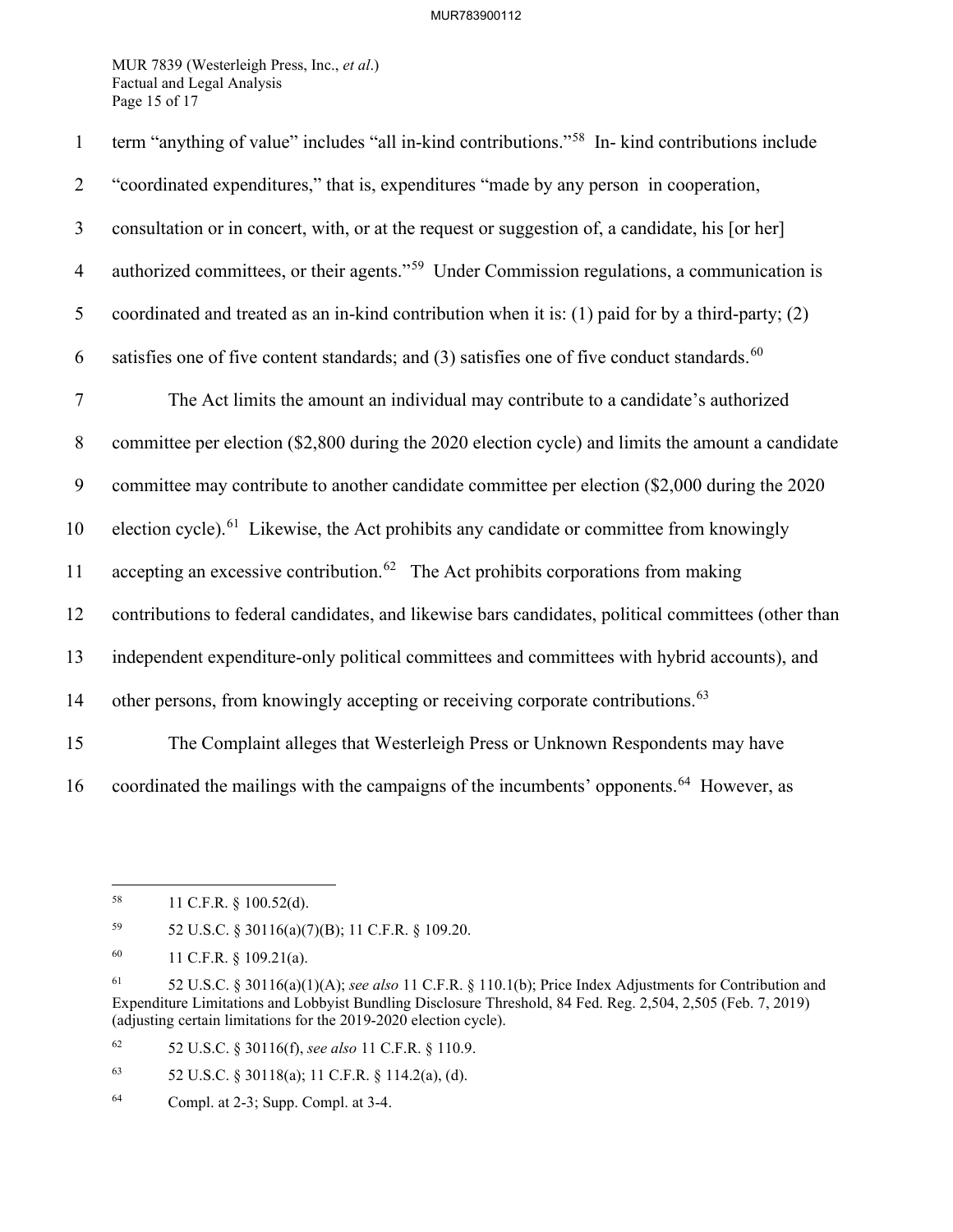term "anything of value" includes "all in-kind contributions."[58] In- kind contributions include "coordinated expenditures," that is, expenditures "made by any person in cooperation, consultation or in concert, with, or at the request or suggestion of, a candidate, his [or her] authorized committees, or their agents."[59] Under Commission regulations, a communication is coordinated and treated as an in-kind contribution when it is: (1) paid for by a third-party; (2) satisfies one of five content standards; and (3) satisfies one of five conduct standards.[60]

The Act limits the amount an individual may contribute to a candidate's authorized committee per election ($2,800 during the 2020 election cycle) and limits the amount a candidate committee may contribute to another candidate committee per election ($2,000 during the 2020 election cycle).[61] Likewise, the Act prohibits any candidate or committee from knowingly accepting an excessive contribution.[62] The Act prohibits corporations from making contributions to federal candidates, and likewise bars candidates, political committees (other than independent expenditure-only political committees and committees with hybrid accounts), and other persons, from knowingly accepting or receiving corporate contributions.[63]

The Complaint alleges that Westerleigh Press or Unknown Respondents may have coordinated the mailings with the campaigns of the incumbents' opponents.[64] However, as

---

[58] 11 C.F.R. § 100.52(d).

[59] 52 U.S.C. § 30116(a)(7)(B); 11 C.F.R. § 109.20.

[60] 11 C.F.R. § 109.21(a).

[61] 52 U.S.C. § 30116(a)(1)(A); *see also* 11 C.F.R. § 110.1(b); Price Index Adjustments for Contribution and Expenditure Limitations and Lobbyist Bundling Disclosure Threshold, 84 Fed. Reg. 2,504, 2,505 (Feb. 7, 2019) (adjusting certain limitations for the 2019-2020 election cycle).

[62] 52 U.S.C. § 30116(f), *see also* 11 C.F.R. § 110.9.

[63] 52 U.S.C. § 30118(a); 11 C.F.R. § 114.2(a), (d).

[64] Compl. at 2-3; Supp. Compl. at 3-4.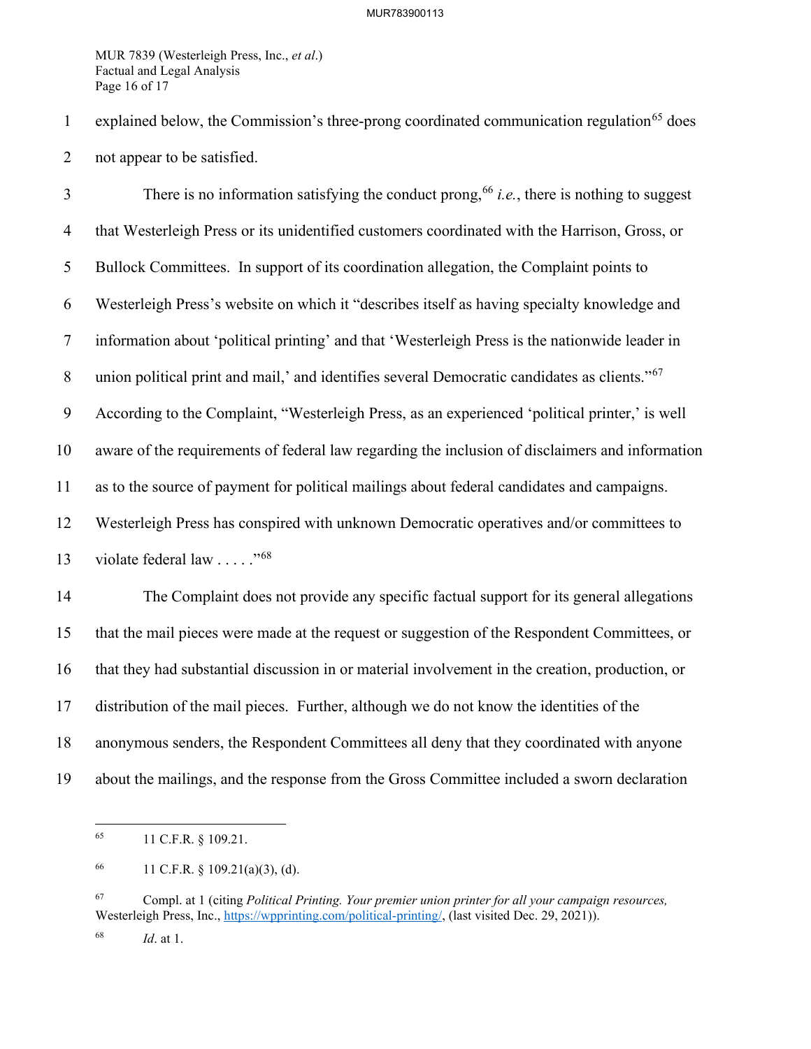explained below, the Commission's three-prong coordinated communication regulation[65] does not appear to be satisfied.

There is no information satisfying the conduct prong,[66] *i.e.*, there is nothing to suggest that Westerleigh Press or its unidentified customers coordinated with the Harrison, Gross, or Bullock Committees. In support of its coordination allegation, the Complaint points to Westerleigh Press's website on which it "describes itself as having specialty knowledge and information about 'political printing' and that 'Westerleigh Press is the nationwide leader in union political print and mail,' and identifies several Democratic candidates as clients."[67] According to the Complaint, "Westerleigh Press, as an experienced 'political printer,' is well aware of the requirements of federal law regarding the inclusion of disclaimers and information as to the source of payment for political mailings about federal candidates and campaigns. Westerleigh Press has conspired with unknown Democratic operatives and/or committees to violate federal law . . . . ."[68]

The Complaint does not provide any specific factual support for its general allegations that the mail pieces were made at the request or suggestion of the Respondent Committees, or that they had substantial discussion in or material involvement in the creation, production, or distribution of the mail pieces. Further, although we do not know the identities of the anonymous senders, the Respondent Committees all deny that they coordinated with anyone about the mailings, and the response from the Gross Committee included a sworn declaration

---

[65] 11 C.F.R. § 109.21.

[66] 11 C.F.R. § 109.21(a)(3), (d).

[67] Compl. at 1 (citing *Political Printing. Your premier union printer for all your campaign resources,* Westerleigh Press, Inc., https://wpprinting.com/political-printing/, (last visited Dec. 29, 2021)).

[68] *Id*. at 1.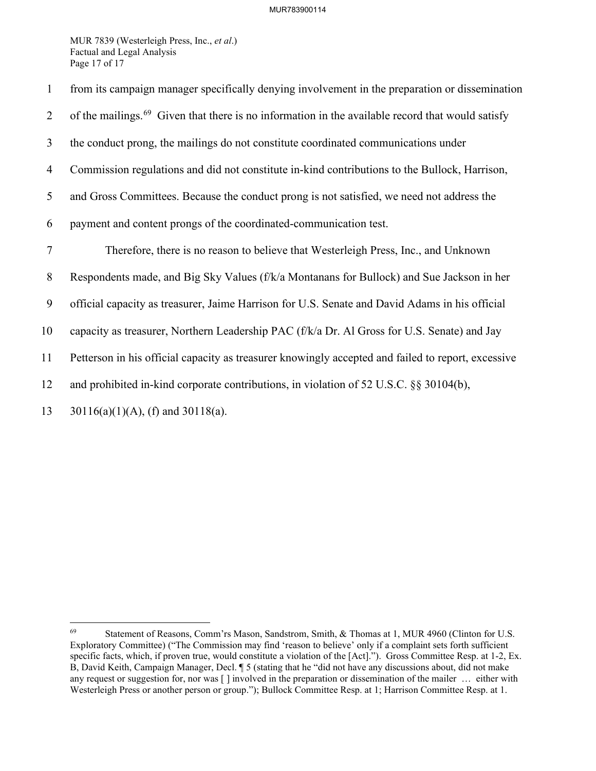from its campaign manager specifically denying involvement in the preparation or dissemination of the mailings.[69] Given that there is no information in the available record that would satisfy the conduct prong, the mailings do not constitute coordinated communications under Commission regulations and did not constitute in-kind contributions to the Bullock, Harrison, and Gross Committees. Because the conduct prong is not satisfied, we need not address the payment and content prongs of the coordinated-communication test.

Therefore, there is no reason to believe that Westerleigh Press, Inc., and Unknown Respondents made, and Big Sky Values (f/k/a Montanans for Bullock) and Sue Jackson in her official capacity as treasurer, Jaime Harrison for U.S. Senate and David Adams in his official capacity as treasurer, Northern Leadership PAC (f/k/a Dr. Al Gross for U.S. Senate) and Jay Petterson in his official capacity as treasurer knowingly accepted and failed to report, excessive and prohibited in-kind corporate contributions, in violation of 52 U.S.C. §§ 30104(b), 30116(a)(1)(A), (f) and 30118(a).

---

[69] Statement of Reasons, Comm'rs Mason, Sandstrom, Smith, & Thomas at 1, MUR 4960 (Clinton for U.S. Exploratory Committee) ("The Commission may find 'reason to believe' only if a complaint sets forth sufficient specific facts, which, if proven true, would constitute a violation of the [Act]."). Gross Committee Resp. at 1-2, Ex. B, David Keith, Campaign Manager, Decl. ¶ 5 (stating that he "did not have any discussions about, did not make any request or suggestion for, nor was [ ] involved in the preparation or dissemination of the mailer … either with Westerleigh Press or another person or group."); Bullock Committee Resp. at 1; Harrison Committee Resp. at 1.